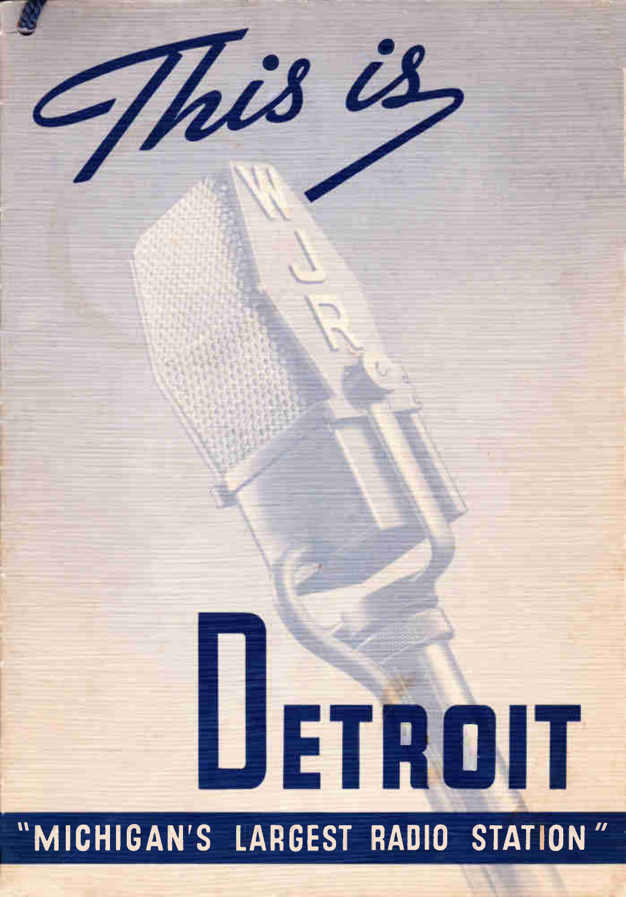# This is

# DETROIT

**"MICHIGAN'S LARGEST RADIO STATION"**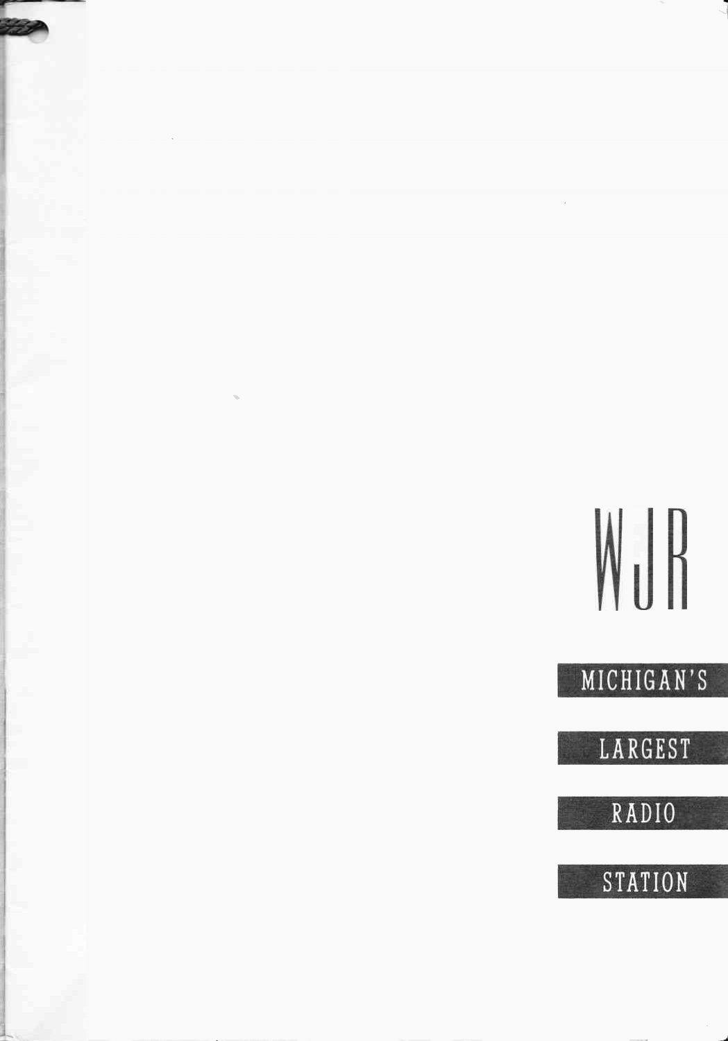# WJR

MICHIGAN'S

LARGEST

RADIO

STATION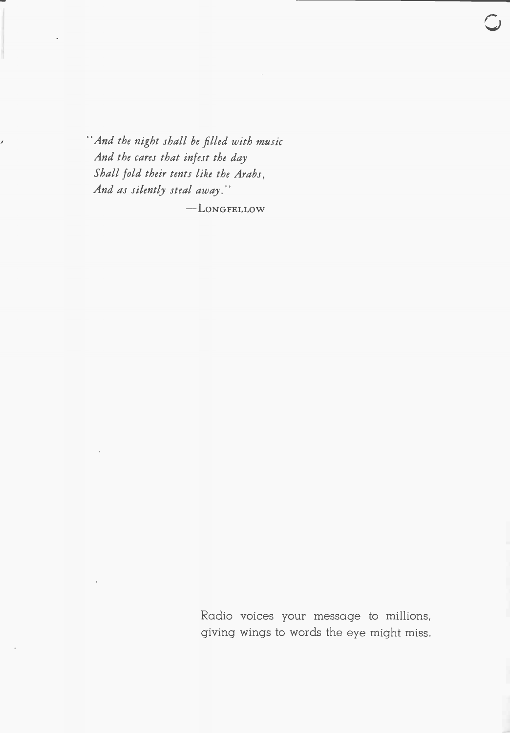*"And the night shall be filled with music*
*And the cares that infest the day*
*Shall fold their tents like the Arabs,*
*And as silently steal away."*

—Longfellow

Radio voices your message to millions, giving wings to words the eye might miss.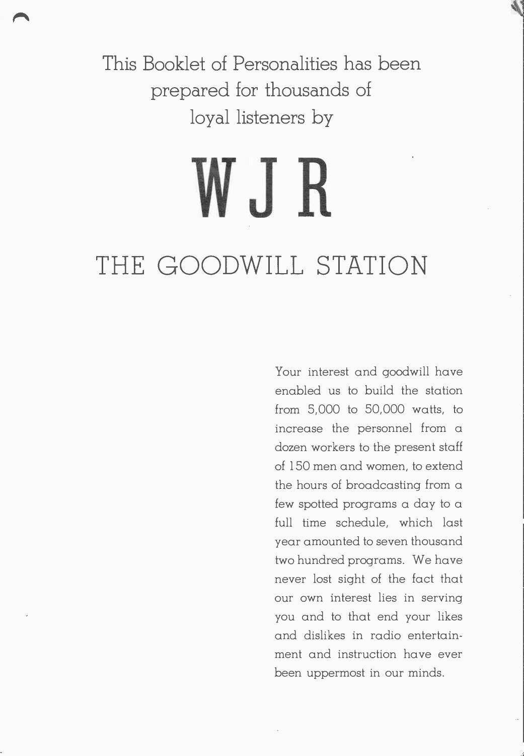This Booklet of Personalities has been prepared for thousands of loyal listeners by

# WJR

## THE GOODWILL STATION

Your interest and goodwill have enabled us to build the station from 5,000 to 50,000 watts, to increase the personnel from a dozen workers to the present staff of 150 men and women, to extend the hours of broadcasting from a few spotted programs a day to a full time schedule, which last year amounted to seven thousand two hundred programs. We have never lost sight of the fact that our own interest lies in serving you and to that end your likes and dislikes in radio entertainment and instruction have ever been uppermost in our minds.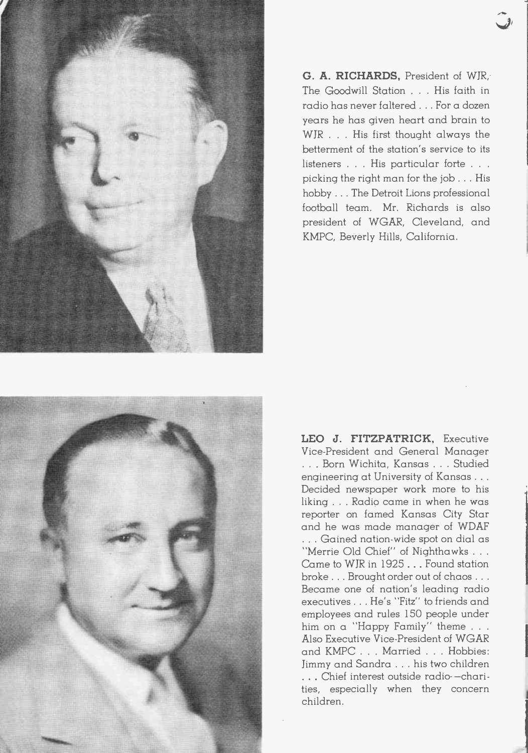**G. A. RICHARDS,** President of WJR, The Goodwill Station . . . His faith in radio has never faltered . . . For a dozen years he has given heart and brain to WJR . . . His first thought always the betterment of the station's service to its listeners . . . His particular forte . . . picking the right man for the job . . . His hobby . . . The Detroit Lions professional football team. Mr. Richards is also president of WGAR, Cleveland, and KMPC, Beverly Hills, California.

**LEO J. FITZPATRICK,** Executive Vice-President and General Manager . . . Born Wichita, Kansas . . . Studied engineering at University of Kansas . . . Decided newspaper work more to his liking . . . Radio came in when he was reporter on famed Kansas City Star and he was made manager of WDAF . . . Gained nation-wide spot on dial as "Merrie Old Chief" of Nighthawks . . . Came to WJR in 1925 . . . Found station broke . . . Brought order out of chaos . . . Became one of nation's leading radio executives . . . He's "Fitz" to friends and employees and rules 150 people under him on a "Happy Family" theme . . . Also Executive Vice-President of WGAR and KMPC . . . Married . . . Hobbies: Jimmy and Sandra . . . his two children . . . Chief interest outside radio—charities, especially when they concern children.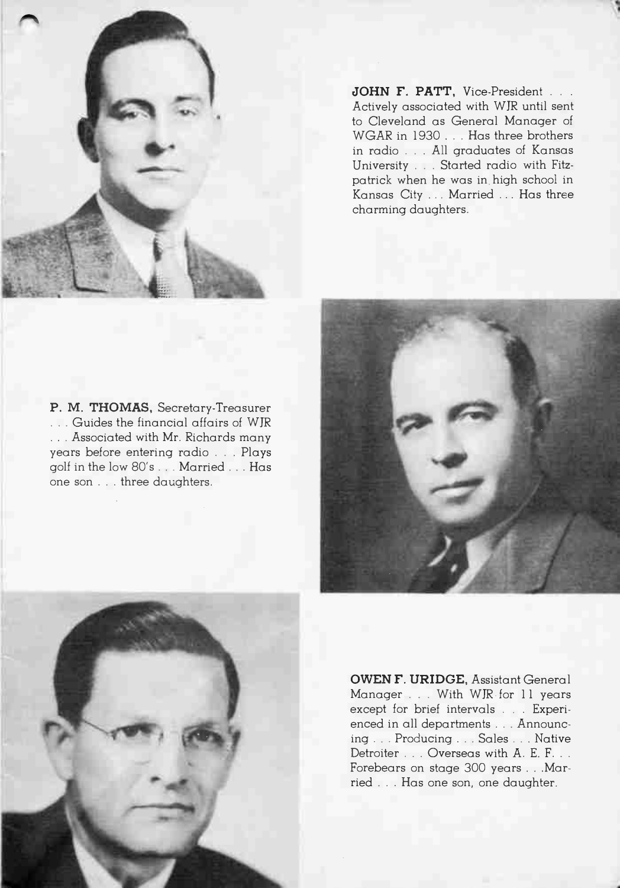**JOHN F. PATT,** Vice-President . . . Actively associated with WJR until sent to Cleveland as General Manager of WGAR in 1930 . . . Has three brothers in radio . . . All graduates of Kansas University . . . Started radio with Fitzpatrick when he was in high school in Kansas City . . . Married . . . Has three charming daughters.

**P. M. THOMAS,** Secretary-Treasurer . . . Guides the financial affairs of WJR . . . Associated with Mr. Richards many years before entering radio . . . Plays golf in the low 80's . . . Married . . . Has one son . . . three daughters.

**OWEN F. URIDGE,** Assistant General Manager . . . With WJR for 11 years except for brief intervals . . . Experienced in all departments . . . Announcing . . . Producing . . . Sales . . . Native Detroiter . . . Overseas with A. E. F. . . Forebears on stage 300 years . . . Married . . . Has one son, one daughter.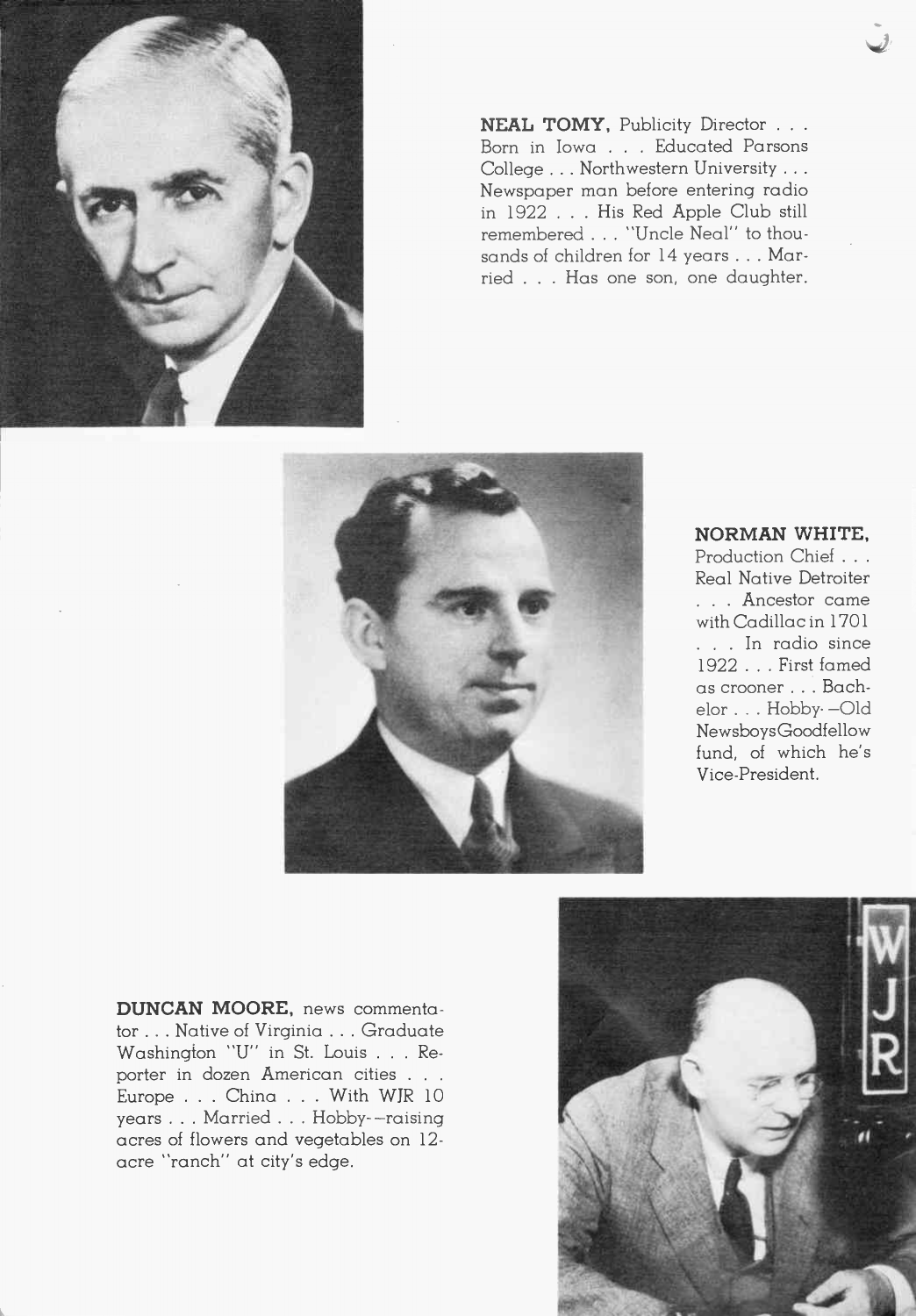**NEAL TOMY,** Publicity Director . . . Born in Iowa . . . Educated Parsons College . . . Northwestern University . . . Newspaper man before entering radio in 1922 . . . His Red Apple Club still remembered . . . "Uncle Neal" to thousands of children for 14 years . . . Married . . . Has one son, one daughter.

**NORMAN WHITE,** Production Chief . . . Real Native Detroiter . . . Ancestor came with Cadillac in 1701 . . . In radio since 1922 . . . First famed as crooner . . . Bachelor . . . Hobby—Old Newsboys Goodfellow fund, of which he's Vice-President.

**DUNCAN MOORE,** news commentator . . . Native of Virginia . . . Graduate Washington "U" in St. Louis . . . Reporter in dozen American cities . . . Europe . . . China . . . With WJR 10 years . . . Married . . . Hobby—raising acres of flowers and vegetables on 12-acre "ranch" at city's edge.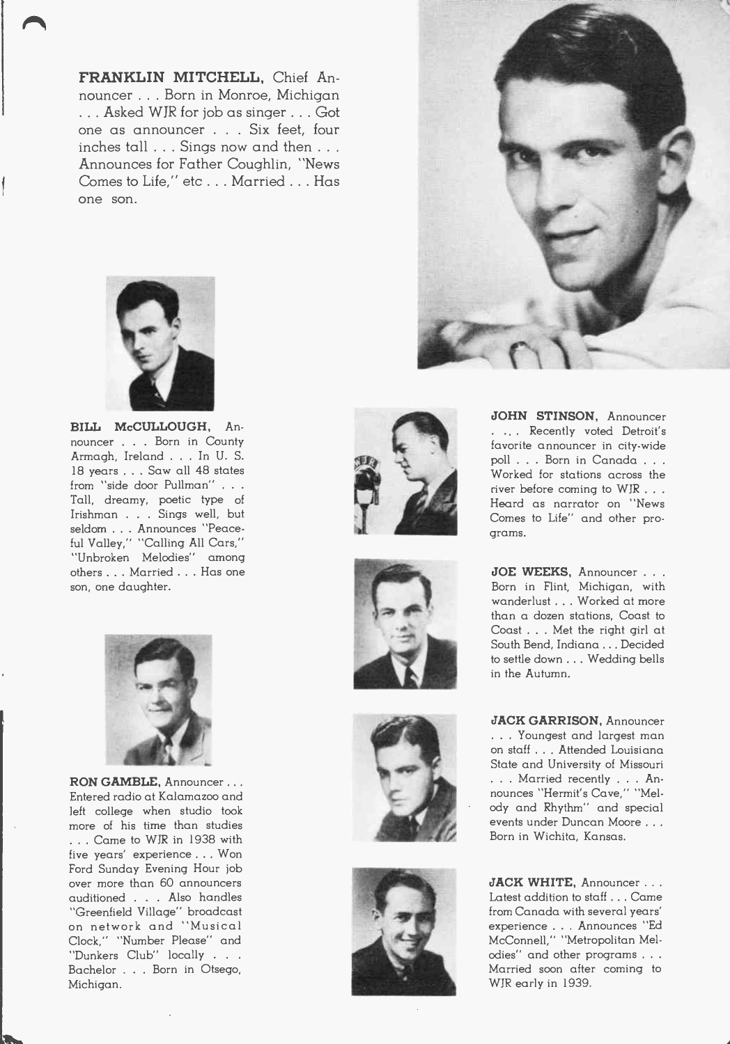**FRANKLIN MITCHELL**, Chief Announcer . . . Born in Monroe, Michigan . . . Asked WJR for job as singer . . . Got one as announcer . . . Six feet, four inches tall . . . Sings now and then . . . Announces for Father Coughlin, "News Comes to Life," etc . . . Married . . . Has one son.

**BILL McCULLOUGH**, Announcer . . . Born in County Armagh, Ireland . . . In U. S. 18 years . . . Saw all 48 states from "side door Pullman" . . . Tall, dreamy, poetic type of Irishman . . . Sings well, but seldom . . . Announces "Peaceful Valley," "Calling All Cars," "Unbroken Melodies" among others . . . Married . . . Has one son, one daughter.

**RON GAMBLE**, Announcer . . . Entered radio at Kalamazoo and left college when studio took more of his time than studies . . . Came to WJR in 1938 with five years' experience . . . Won Ford Sunday Evening Hour job over more than 60 announcers auditioned . . . Also handles "Greenfield Village" broadcast on network and "Musical Clock," "Number Please" and "Dunkers Club" locally . . . Bachelor . . . Born in Otsego, Michigan.

**JOHN STINSON**, Announcer . . . . Recently voted Detroit's favorite announcer in city-wide poll . . . Born in Canada . . . Worked for stations across the river before coming to WJR . . . Heard as narrator on "News Comes to Life" and other programs.

**JOE WEEKS**, Announcer . . . Born in Flint, Michigan, with wanderlust . . . Worked at more than a dozen stations, Coast to Coast . . . Met the right girl at South Bend, Indiana . . . Decided to settle down . . . Wedding bells in the Autumn.

**JACK GARRISON**, Announcer . . . Youngest and largest man on staff . . . Attended Louisiana State and University of Missouri . . . Married recently . . . Announces "Hermit's Cave," "Melody and Rhythm" and special events under Duncan Moore . . . Born in Wichita, Kansas.

**JACK WHITE**, Announcer . . . Latest addition to staff . . . Came from Canada with several years' experience . . . Announces "Ed McConnell," "Metropolitan Melodies" and other programs . . . Married soon after coming to WJR early in 1939.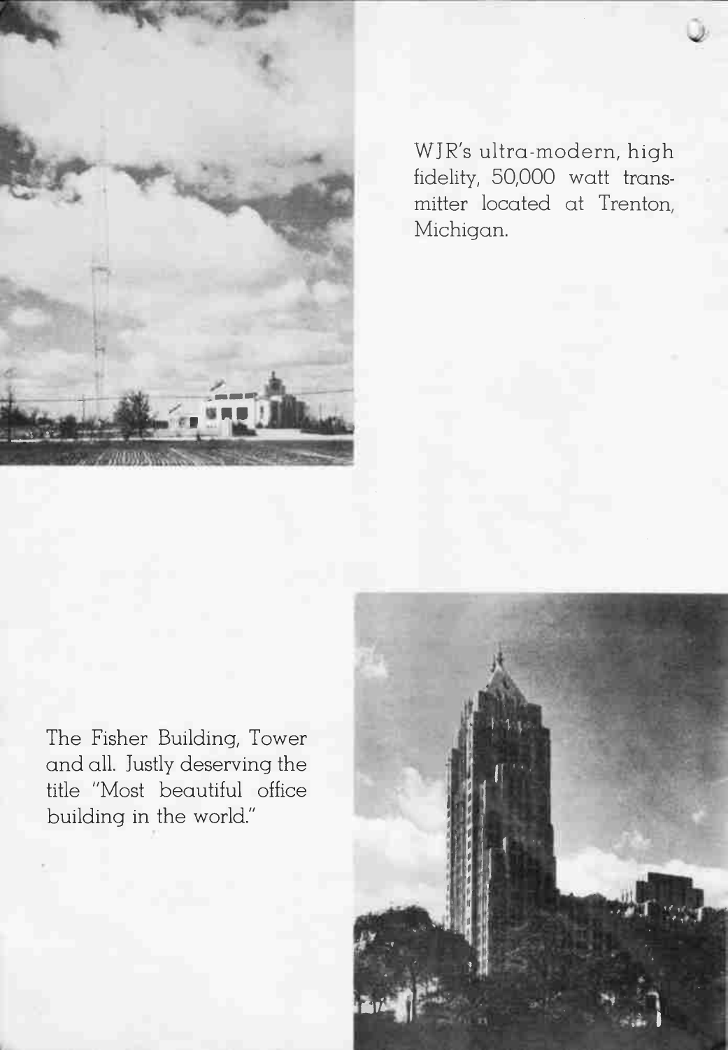WJR's ultra-modern, high fidelity, 50,000 watt transmitter located at Trenton, Michigan.

The Fisher Building, Tower and all. Justly deserving the title "Most beautiful office building in the world."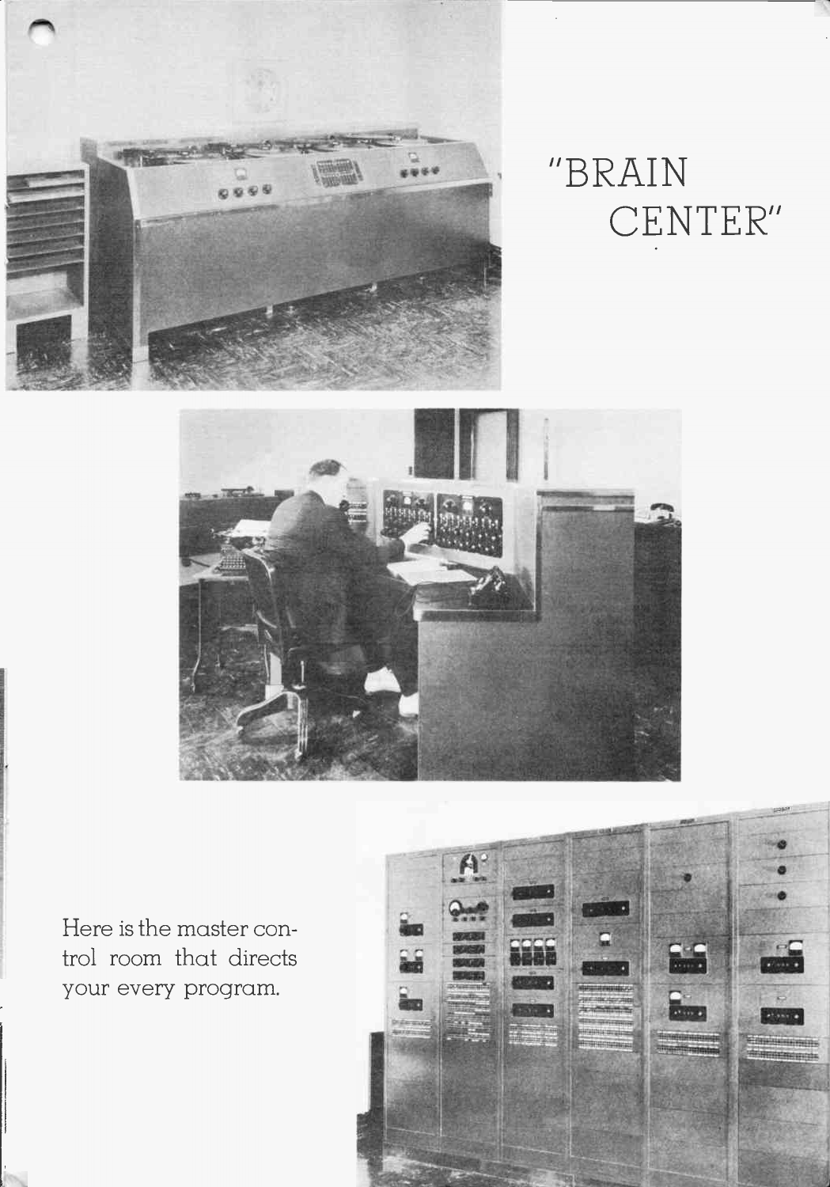# "BRAIN CENTER"

Here is the master control room that directs your every program.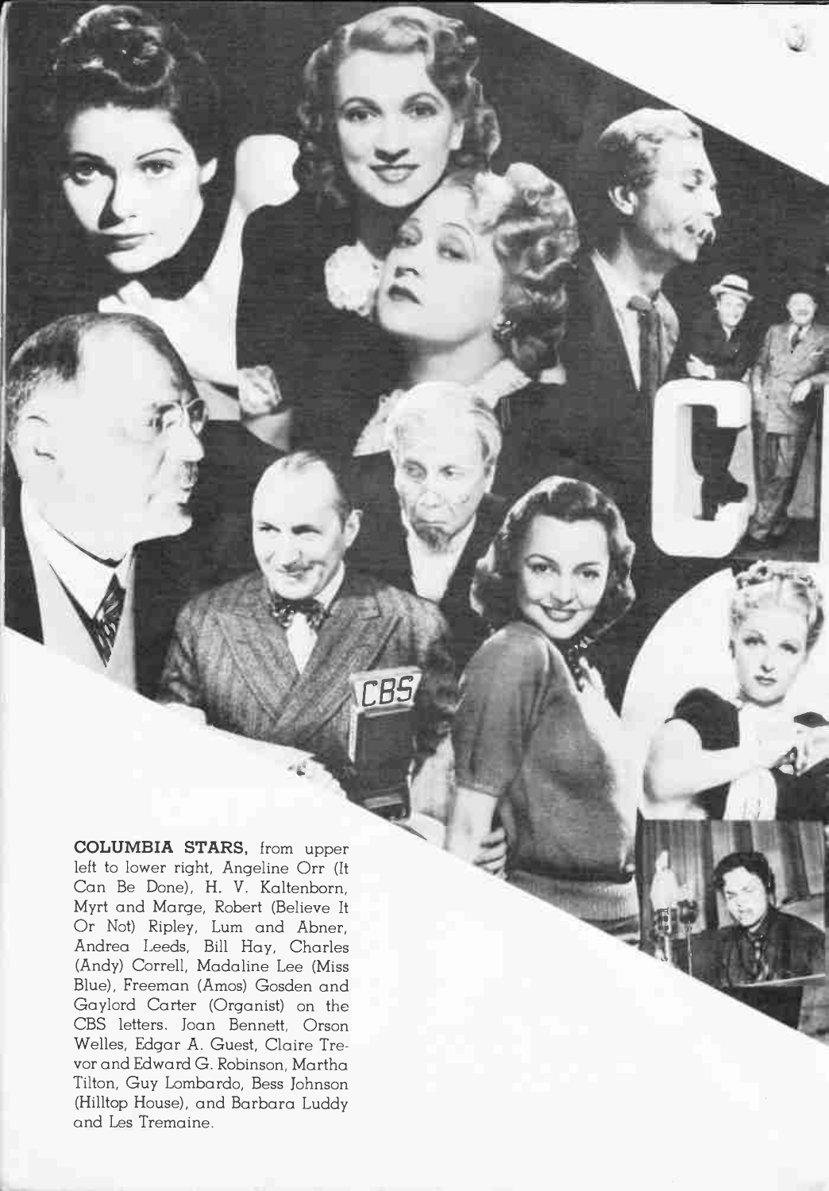**COLUMBIA STARS,** from upper left to lower right, Angeline Orr (It Can Be Done), H. V. Kaltenborn, Myrt and Marge, Robert (Believe It Or Not) Ripley, Lum and Abner, Andrea Leeds, Bill Hay, Charles (Andy) Correll, Madaline Lee (Miss Blue), Freeman (Amos) Gosden and Gaylord Carter (Organist) on the CBS letters. Joan Bennett, Orson Welles, Edgar A. Guest, Claire Trevor and Edward G. Robinson, Martha Tilton, Guy Lombardo, Bess Johnson (Hilltop House), and Barbara Luddy and Les Tremaine.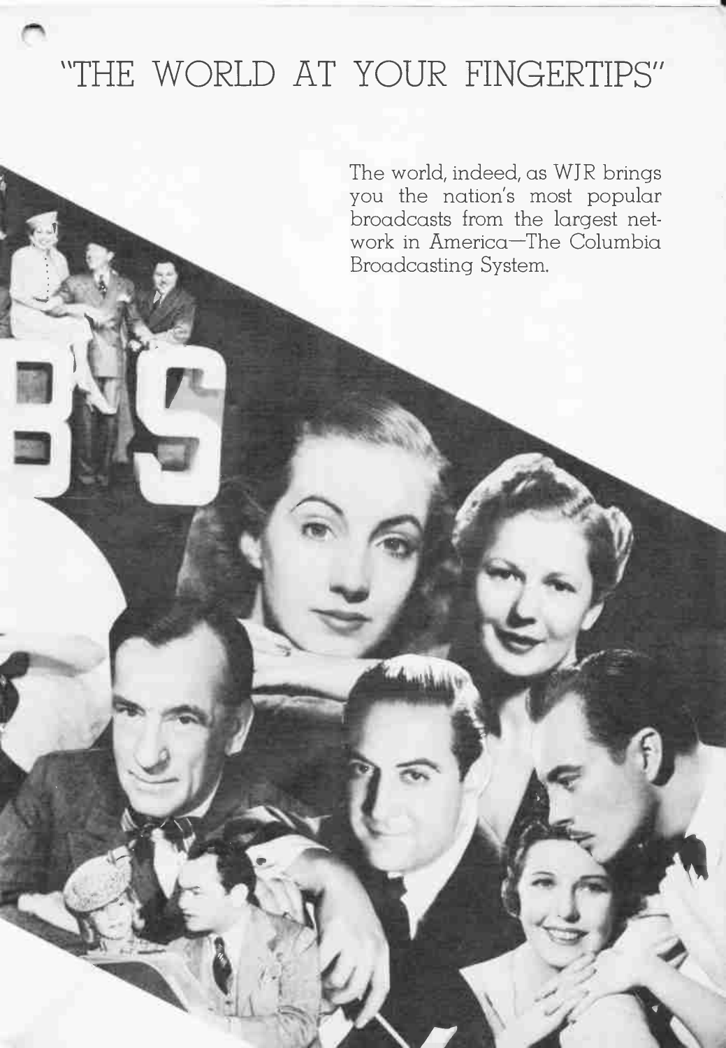# "THE WORLD AT YOUR FINGERTIPS"

The world, indeed, as WJR brings you the nation's most popular broadcasts from the largest network in America—The Columbia Broadcasting System.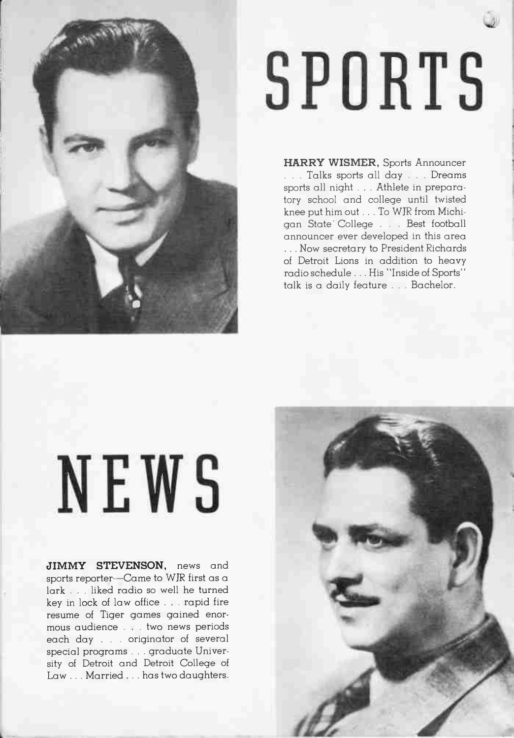# SPORTS

**HARRY WISMER,** Sports Announcer . . . Talks sports all day . . . Dreams sports all night . . . Athlete in preparatory school and college until twisted knee put him out . . . To WJR from Michigan State College . . . Best football announcer ever developed in this area . . . Now secretary to President Richards of Detroit Lions in addition to heavy radio schedule . . . His "Inside of Sports" talk is a daily feature . . . Bachelor.

# NEWS

**JIMMY STEVENSON,** news and sports reporter—Came to WJR first as a lark . . . liked radio so well he turned key in lock of law office . . . rapid fire resume of Tiger games gained enormous audience . . . two news periods each day . . . originator of several special programs . . . graduate University of Detroit and Detroit College of Law . . . Married . . . has two daughters.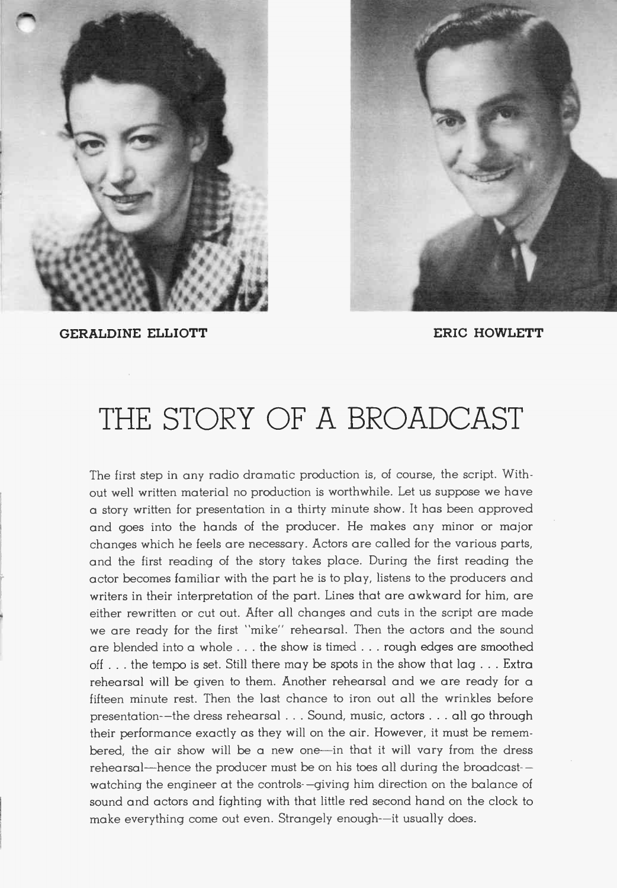**GERALDINE ELLIOTT** **ERIC HOWLETT**

# THE STORY OF A BROADCAST

The first step in any radio dramatic production is, of course, the script. Without well written material no production is worthwhile. Let us suppose we have a story written for presentation in a thirty minute show. It has been approved and goes into the hands of the producer. He makes any minor or major changes which he feels are necessary. Actors are called for the various parts, and the first reading of the story takes place. During the first reading the actor becomes familiar with the part he is to play, listens to the producers and writers in their interpretation of the part. Lines that are awkward for him, are either rewritten or cut out. After all changes and cuts in the script are made we are ready for the first "mike" rehearsal. Then the actors and the sound are blended into a whole . . . the show is timed . . . rough edges are smoothed off . . . the tempo is set. Still there may be spots in the show that lag . . . Extra rehearsal will be given to them. Another rehearsal and we are ready for a fifteen minute rest. Then the last chance to iron out all the wrinkles before presentation—the dress rehearsal . . . Sound, music, actors . . . all go through their performance exactly as they will on the air. However, it must be remembered, the air show will be a new one—in that it will vary from the dress rehearsal—hence the producer must be on his toes all during the broadcast—watching the engineer at the controls—giving him direction on the balance of sound and actors and fighting with that little red second hand on the clock to make everything come out even. Strangely enough—it usually does.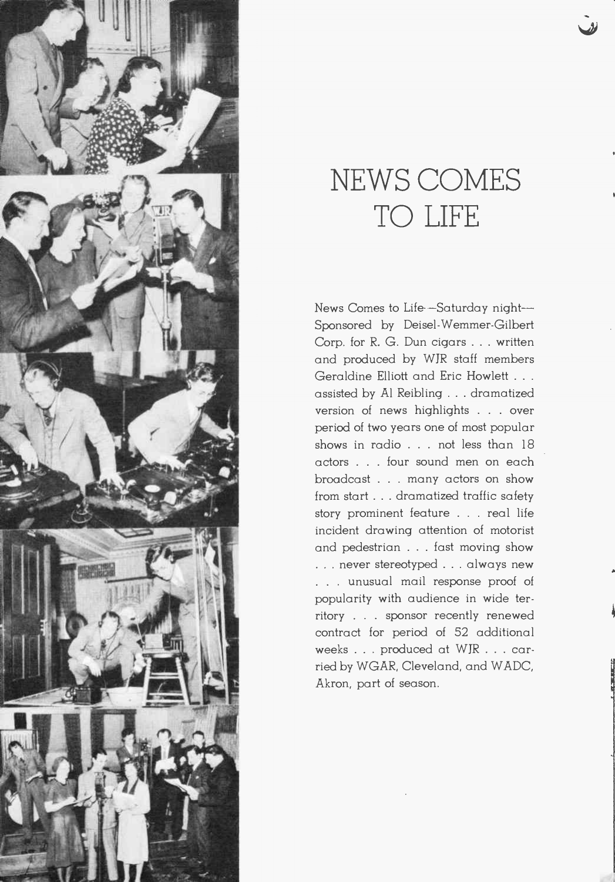# NEWS COMES TO LIFE

News Comes to Life—Saturday night—Sponsored by Deisel-Wemmer-Gilbert Corp. for R. G. Dun cigars . . . written and produced by WJR staff members Geraldine Elliott and Eric Howlett . . . assisted by Al Reibling . . . dramatized version of news highlights . . . over period of two years one of most popular shows in radio . . . not less than 18 actors . . . four sound men on each broadcast . . . many actors on show from start . . . dramatized traffic safety story prominent feature . . . real life incident drawing attention of motorist and pedestrian . . . fast moving show . . . never stereotyped . . . always new . . . unusual mail response proof of popularity with audience in wide territory . . . sponsor recently renewed contract for period of 52 additional weeks . . . produced at WJR . . . carried by WGAR, Cleveland, and WADC, Akron, part of season.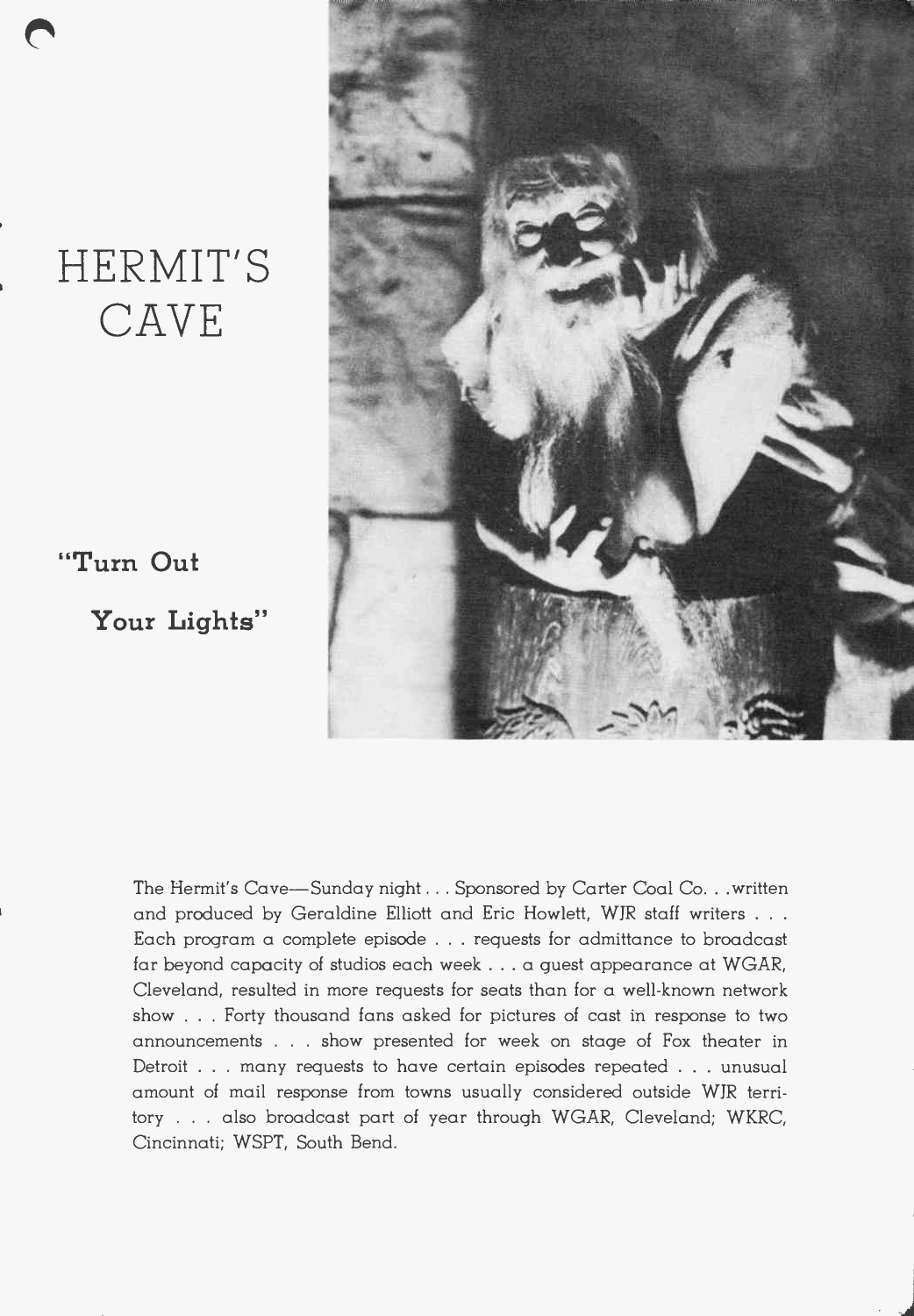# HERMIT'S CAVE

**"Turn Out Your Lights"**

The Hermit's Cave—Sunday night . . . Sponsored by Carter Coal Co. . .written and produced by Geraldine Elliott and Eric Howlett, WJR staff writers . . . Each program a complete episode . . . requests for admittance to broadcast far beyond capacity of studios each week . . . a guest appearance at WGAR, Cleveland, resulted in more requests for seats than for a well-known network show . . . Forty thousand fans asked for pictures of cast in response to two announcements . . . show presented for week on stage of Fox theater in Detroit . . . many requests to have certain episodes repeated . . . unusual amount of mail response from towns usually considered outside WJR territory . . . also broadcast part of year through WGAR, Cleveland; WKRC, Cincinnati; WSPT, South Bend.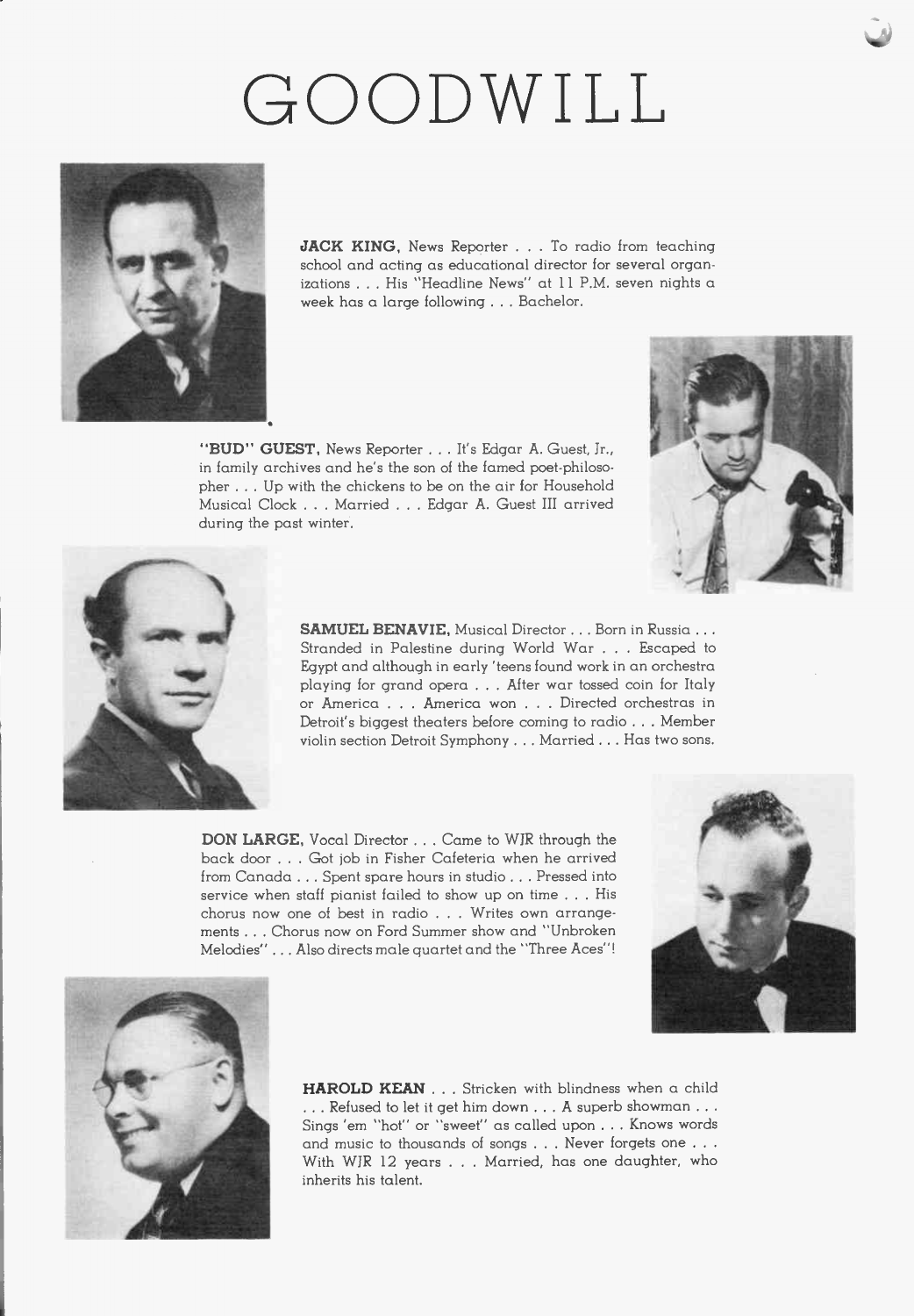# GOODWILL

**JACK KING**, News Reporter . . . To radio from teaching school and acting as educational director for several organizations . . . His "Headline News" at 11 P.M. seven nights a week has a large following . . . Bachelor.

**"BUD" GUEST**, News Reporter . . . It's Edgar A. Guest, Jr., in family archives and he's the son of the famed poet-philosopher . . . Up with the chickens to be on the air for Household Musical Clock . . . Married . . . Edgar A. Guest III arrived during the past winter.

**SAMUEL BENAVIE**, Musical Director . . . Born in Russia . . . Stranded in Palestine during World War . . . Escaped to Egypt and although in early 'teens found work in an orchestra playing for grand opera . . . After war tossed coin for Italy or America . . . America won . . . Directed orchestras in Detroit's biggest theaters before coming to radio . . . Member violin section Detroit Symphony . . . Married . . . Has two sons.

**DON LARGE**, Vocal Director . . . Came to WJR through the back door . . . Got job in Fisher Cafeteria when he arrived from Canada . . . Spent spare hours in studio . . . Pressed into service when staff pianist failed to show up on time . . . His chorus now one of best in radio . . . Writes own arrangements . . . Chorus now on Ford Summer show and "Unbroken Melodies" . . . Also directs male quartet and the "Three Aces"!

**HAROLD KEAN** . . . Stricken with blindness when a child . . . Refused to let it get him down . . . A superb showman . . . Sings 'em "hot" or "sweet" as called upon . . . Knows words and music to thousands of songs . . . Never forgets one . . . With WJR 12 years . . . Married, has one daughter, who inherits his talent.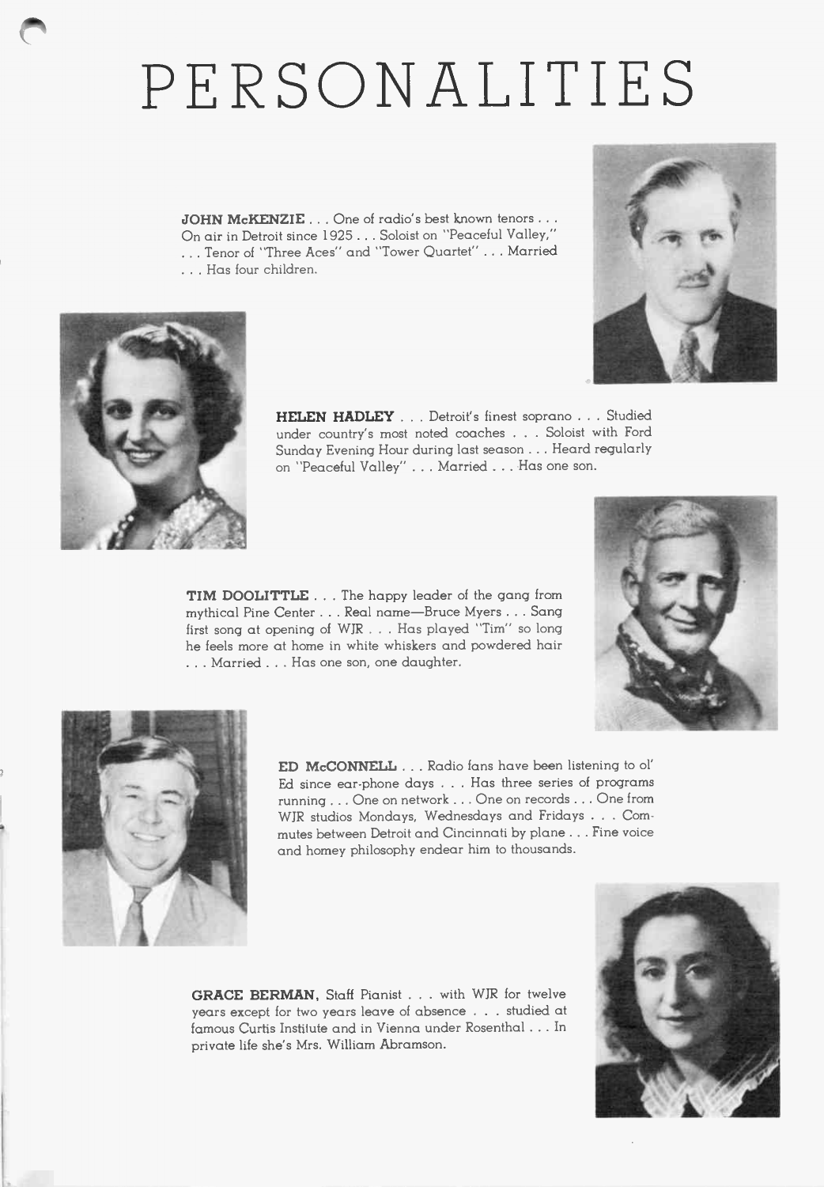# PERSONALITIES

**JOHN McKENZIE** . . . One of radio's best known tenors . . . On air in Detroit since 1925 . . . Soloist on "Peaceful Valley," . . . Tenor of "Three Aces" and "Tower Quartet" . . . Married . . . Has four children.

**HELEN HADLEY** . . . Detroit's finest soprano . . . Studied under country's most noted coaches . . . Soloist with Ford Sunday Evening Hour during last season . . . Heard regularly on "Peaceful Valley" . . . Married . . . Has one son.

**TIM DOOLITTLE** . . . The happy leader of the gang from mythical Pine Center . . . Real name—Bruce Myers . . . Sang first song at opening of WJR . . . Has played "Tim" so long he feels more at home in white whiskers and powdered hair . . . Married . . . Has one son, one daughter.

**ED McCONNELL** . . . Radio fans have been listening to ol' Ed since ear-phone days . . . Has three series of programs running . . . One on network . . . One on records . . . One from WJR studios Mondays, Wednesdays and Fridays . . . Commutes between Detroit and Cincinnati by plane . . . Fine voice and homey philosophy endear him to thousands.

**GRACE BERMAN**, Staff Pianist . . . with WJR for twelve years except for two years leave of absence . . . studied at famous Curtis Institute and in Vienna under Rosenthal . . . In private life she's Mrs. William Abramson.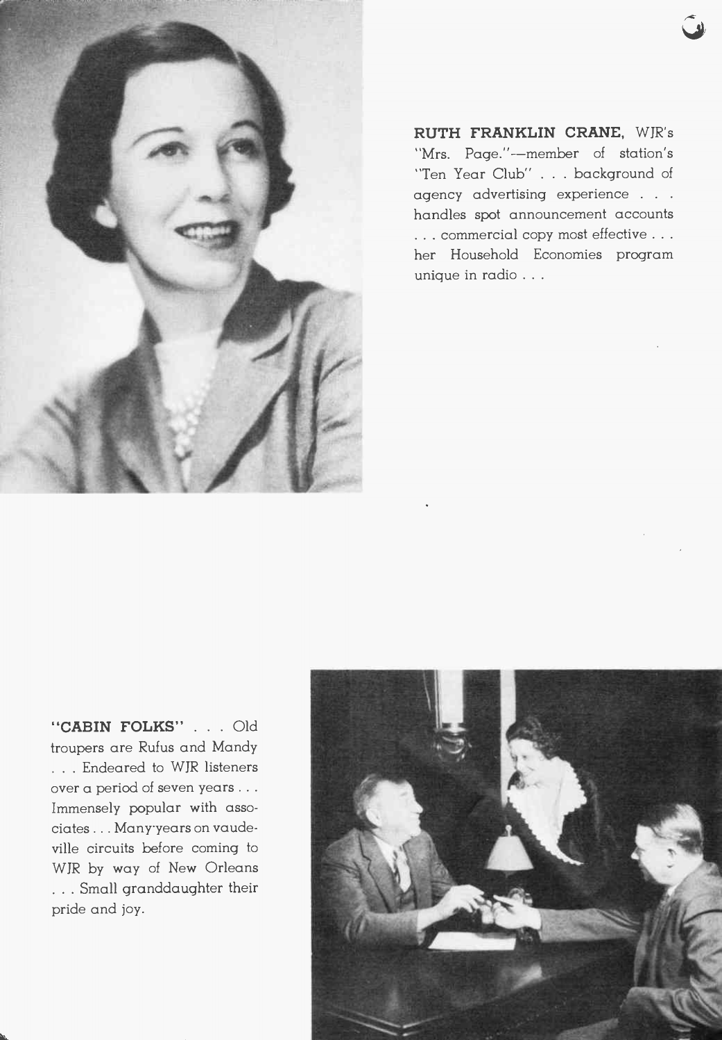**RUTH FRANKLIN CRANE,** WJR's "Mrs. Page."—member of station's "Ten Year Club" . . . background of agency advertising experience . . . handles spot announcement accounts . . . commercial copy most effective . . . her Household Economies program unique in radio . . .

**"CABIN FOLKS"** . . . Old troupers are Rufus and Mandy . . . Endeared to WJR listeners over a period of seven years . . . Immensely popular with associates . . . Many-years on vaudeville circuits before coming to WJR by way of New Orleans . . . Small granddaughter their pride and joy.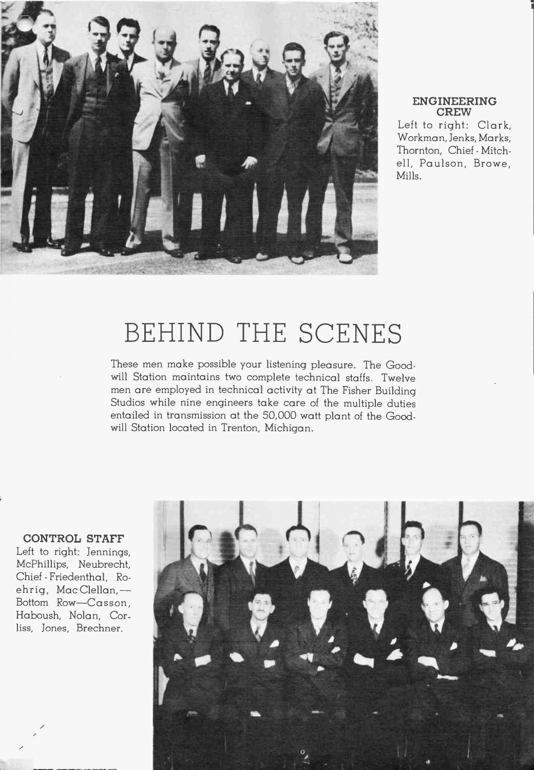**ENGINEERING CREW**

Left to right: Clark, Workman, Jenks, Marks, Thornton, Chief-Mitchell, Paulson, Browe, Mills.

# BEHIND THE SCENES

These men make possible your listening pleasure. The Goodwill Station maintains two complete technical staffs. Twelve men are employed in technical activity at The Fisher Building Studios while nine engineers take care of the multiple duties entailed in transmission at the 50,000 watt plant of the Goodwill Station located in Trenton, Michigan.

**CONTROL STAFF**

Left to right: Jennings, McPhillips, Neubrecht, Chief-Friedenthal, Roehrig, MacClellan,—Bottom Row—Casson, Haboush, Nolan, Corliss, Jones, Brechner.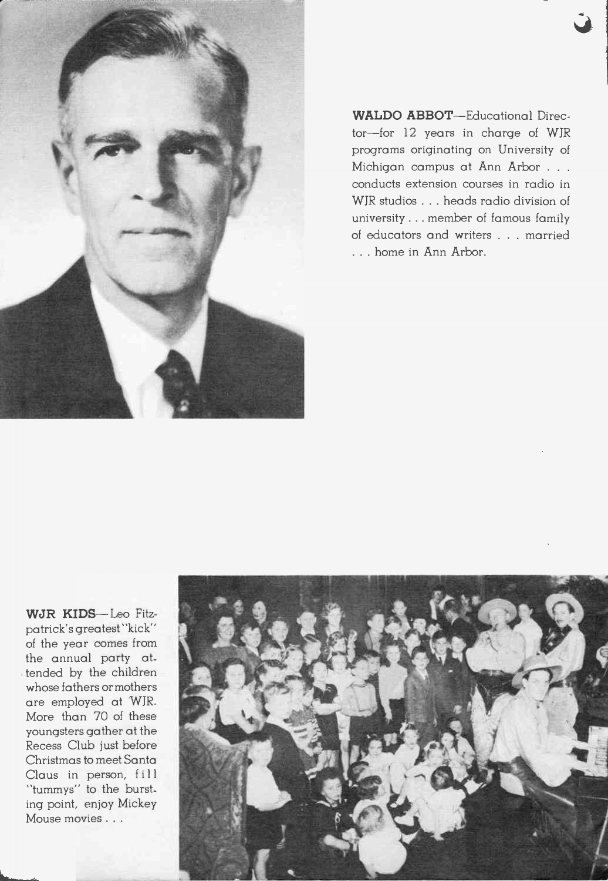**WALDO ABBOT**—Educational Director—for 12 years in charge of WJR programs originating on University of Michigan campus at Ann Arbor . . . conducts extension courses in radio in WJR studios . . . heads radio division of university . . . member of famous family of educators and writers . . . married . . . home in Ann Arbor.

**WJR KIDS**—Leo Fitzpatrick's greatest "kick" of the year comes from the annual party attended by the children whose fathers or mothers are employed at WJR. More than 70 of these youngsters gather at the Recess Club just before Christmas to meet Santa Claus in person, fill "tummys" to the bursting point, enjoy Mickey Mouse movies . . .